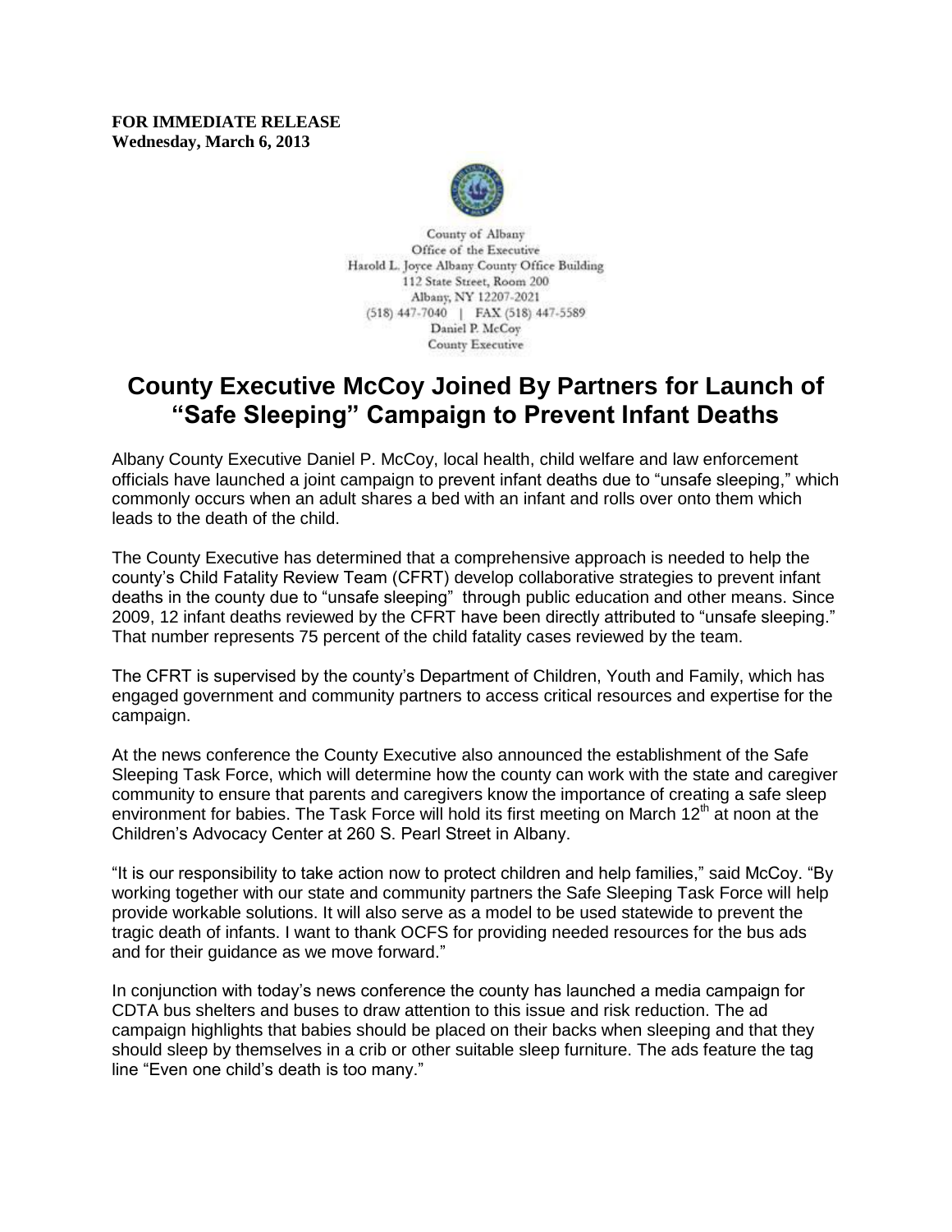**FOR IMMEDIATE RELEASE**
**Wednesday, March 6, 2013**

County of Albany
Office of the Executive
Harold L. Joyce Albany County Office Building
112 State Street, Room 200
Albany, NY 12207-2021
(518) 447-7040 | FAX (518) 447-5589
Daniel P. McCoy
County Executive

# County Executive McCoy Joined By Partners for Launch of "Safe Sleeping" Campaign to Prevent Infant Deaths

Albany County Executive Daniel P. McCoy, local health, child welfare and law enforcement officials have launched a joint campaign to prevent infant deaths due to "unsafe sleeping," which commonly occurs when an adult shares a bed with an infant and rolls over onto them which leads to the death of the child.

The County Executive has determined that a comprehensive approach is needed to help the county's Child Fatality Review Team (CFRT) develop collaborative strategies to prevent infant deaths in the county due to "unsafe sleeping" through public education and other means. Since 2009, 12 infant deaths reviewed by the CFRT have been directly attributed to "unsafe sleeping." That number represents 75 percent of the child fatality cases reviewed by the team.

The CFRT is supervised by the county's Department of Children, Youth and Family, which has engaged government and community partners to access critical resources and expertise for the campaign.

At the news conference the County Executive also announced the establishment of the Safe Sleeping Task Force, which will determine how the county can work with the state and caregiver community to ensure that parents and caregivers know the importance of creating a safe sleep environment for babies. The Task Force will hold its first meeting on March 12th at noon at the Children's Advocacy Center at 260 S. Pearl Street in Albany.

"It is our responsibility to take action now to protect children and help families," said McCoy. "By working together with our state and community partners the Safe Sleeping Task Force will help provide workable solutions. It will also serve as a model to be used statewide to prevent the tragic death of infants. I want to thank OCFS for providing needed resources for the bus ads and for their guidance as we move forward."

In conjunction with today's news conference the county has launched a media campaign for CDTA bus shelters and buses to draw attention to this issue and risk reduction. The ad campaign highlights that babies should be placed on their backs when sleeping and that they should sleep by themselves in a crib or other suitable sleep furniture. The ads feature the tag line "Even one child's death is too many."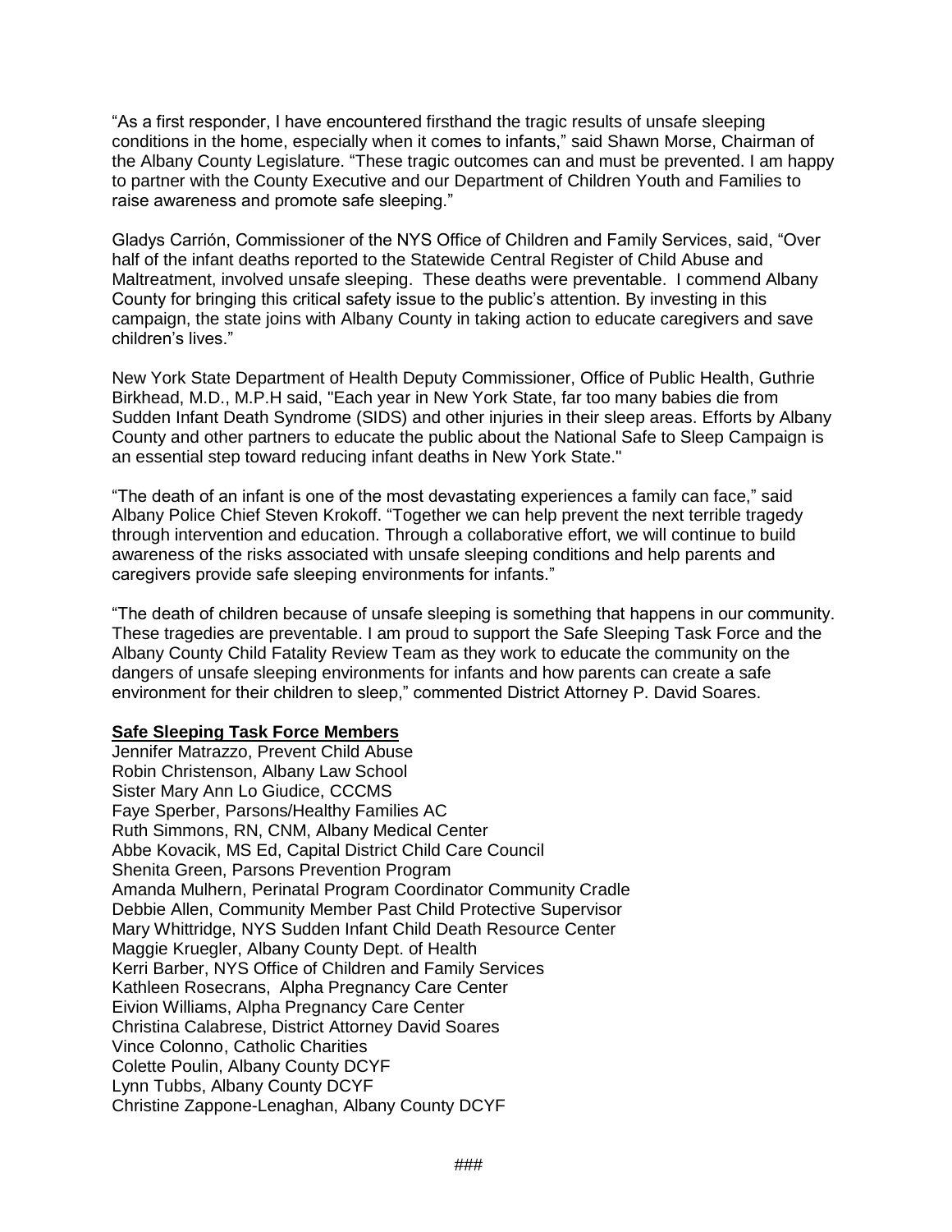"As a first responder, I have encountered firsthand the tragic results of unsafe sleeping conditions in the home, especially when it comes to infants," said Shawn Morse, Chairman of the Albany County Legislature. "These tragic outcomes can and must be prevented. I am happy to partner with the County Executive and our Department of Children Youth and Families to raise awareness and promote safe sleeping."

Gladys Carrión, Commissioner of the NYS Office of Children and Family Services, said, "Over half of the infant deaths reported to the Statewide Central Register of Child Abuse and Maltreatment, involved unsafe sleeping. These deaths were preventable. I commend Albany County for bringing this critical safety issue to the public's attention. By investing in this campaign, the state joins with Albany County in taking action to educate caregivers and save children's lives."

New York State Department of Health Deputy Commissioner, Office of Public Health, Guthrie Birkhead, M.D., M.P.H said, "Each year in New York State, far too many babies die from Sudden Infant Death Syndrome (SIDS) and other injuries in their sleep areas. Efforts by Albany County and other partners to educate the public about the National Safe to Sleep Campaign is an essential step toward reducing infant deaths in New York State."

"The death of an infant is one of the most devastating experiences a family can face," said Albany Police Chief Steven Krokoff. "Together we can help prevent the next terrible tragedy through intervention and education. Through a collaborative effort, we will continue to build awareness of the risks associated with unsafe sleeping conditions and help parents and caregivers provide safe sleeping environments for infants."

"The death of children because of unsafe sleeping is something that happens in our community. These tragedies are preventable. I am proud to support the Safe Sleeping Task Force and the Albany County Child Fatality Review Team as they work to educate the community on the dangers of unsafe sleeping environments for infants and how parents can create a safe environment for their children to sleep," commented District Attorney P. David Soares.

**Safe Sleeping Task Force Members**

Jennifer Matrazzo, Prevent Child Abuse
Robin Christenson, Albany Law School
Sister Mary Ann Lo Giudice, CCCMS
Faye Sperber, Parsons/Healthy Families AC
Ruth Simmons, RN, CNM, Albany Medical Center
Abbe Kovacik, MS Ed, Capital District Child Care Council
Shenita Green, Parsons Prevention Program
Amanda Mulhern, Perinatal Program Coordinator Community Cradle
Debbie Allen, Community Member Past Child Protective Supervisor
Mary Whittridge, NYS Sudden Infant Child Death Resource Center
Maggie Kruegler, Albany County Dept. of Health
Kerri Barber, NYS Office of Children and Family Services
Kathleen Rosecrans, Alpha Pregnancy Care Center
Eivion Williams, Alpha Pregnancy Care Center
Christina Calabrese, District Attorney David Soares
Vince Colonno, Catholic Charities
Colette Poulin, Albany County DCYF
Lynn Tubbs, Albany County DCYF
Christine Zappone-Lenaghan, Albany County DCYF

###